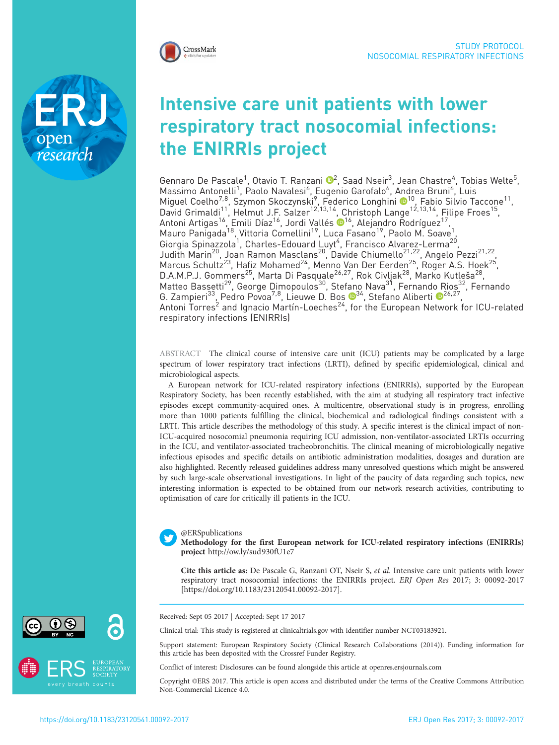STUDY PROTOCOL
NOSOCOMIAL RESPIRATORY INFECTIONS

# Intensive care unit patients with lower respiratory tract nosocomial infections: the ENIRRIs project

Gennaro De Pascale[1], Otavio T. Ranzani[2], Saad Nseir[3], Jean Chastre[4], Tobias Welte[5], Massimo Antonelli[1], Paolo Navalesi[6], Eugenio Garofalo[6], Andrea Bruni[6], Luis Miguel Coelho[7,8], Szymon Skoczynski[9], Federico Longhini[10], Fabio Silvio Taccone[11], David Grimaldi[11], Helmut J.F. Salzer[12,13,14], Christoph Lange[12,13,14], Filipe Froes[15], Antoni Artigas[16], Emili Díaz[16], Jordi Vallés[16], Alejandro Rodríguez[17], Mauro Panigada[18], Vittoria Comellini[19], Luca Fasano[19], Paolo M. Soave[1], Giorgia Spinazzola[1], Charles-Edouard Luyt[4], Francisco Alvarez-Lerma[20], Judith Marin[20], Joan Ramon Masclans[20], Davide Chiumello[21,22], Angelo Pezzi[21,22], Marcus Schultz[23], Hafiz Mohamed[24], Menno Van Der Eerden[25], Roger A.S. Hoek[25], D.A.M.P.J. Gommers[25], Marta Di Pasquale[26,27], Rok Civljak[28], Marko Kutleša[28], Matteo Bassetti[29], George Dimopoulos[30], Stefano Nava[31], Fernando Rios[32], Fernando G. Zampieri[33], Pedro Povoa[7,8], Lieuwe D. Bos[34], Stefano Aliberti[26,27], Antoni Torres[2] and Ignacio Martín-Loeches[24], for the European Network for ICU-related respiratory infections (ENIRRIs)

ABSTRACT The clinical course of intensive care unit (ICU) patients may be complicated by a large spectrum of lower respiratory tract infections (LRTI), defined by specific epidemiological, clinical and microbiological aspects.

A European network for ICU-related respiratory infections (ENIRRIs), supported by the European Respiratory Society, has been recently established, with the aim at studying all respiratory tract infective episodes except community-acquired ones. A multicentre, observational study is in progress, enrolling more than 1000 patients fulfilling the clinical, biochemical and radiological findings consistent with a LRTI. This article describes the methodology of this study. A specific interest is the clinical impact of non-ICU-acquired nosocomial pneumonia requiring ICU admission, non-ventilator-associated LRTIs occurring in the ICU, and ventilator-associated tracheobronchitis. The clinical meaning of microbiologically negative infectious episodes and specific details on antibiotic administration modalities, dosages and duration are also highlighted. Recently released guidelines address many unresolved questions which might be answered by such large-scale observational investigations. In light of the paucity of data regarding such topics, new interesting information is expected to be obtained from our network research activities, contributing to optimisation of care for critically ill patients in the ICU.

@ERSpublications
**Methodology for the first European network for ICU-related respiratory infections (ENIRRIs) project** http://ow.ly/sud930fU1e7

**Cite this article as:** De Pascale G, Ranzani OT, Nseir S, *et al.* Intensive care unit patients with lower respiratory tract nosocomial infections: the ENIRRIs project. *ERJ Open Res* 2017; 3: 00092-2017 [https://doi.org/10.1183/23120541.00092-2017].

Received: Sept 05 2017 | Accepted: Sept 17 2017

Clinical trial: This study is registered at clinicaltrials.gov with identifier number NCT03183921.

Support statement: European Respiratory Society (Clinical Research Collaborations (2014)). Funding information for this article has been deposited with the Crossref Funder Registry.

Conflict of interest: Disclosures can be found alongside this article at openres.ersjournals.com

Copyright ©ERS 2017. This article is open access and distributed under the terms of the Creative Commons Attribution Non-Commercial Licence 4.0.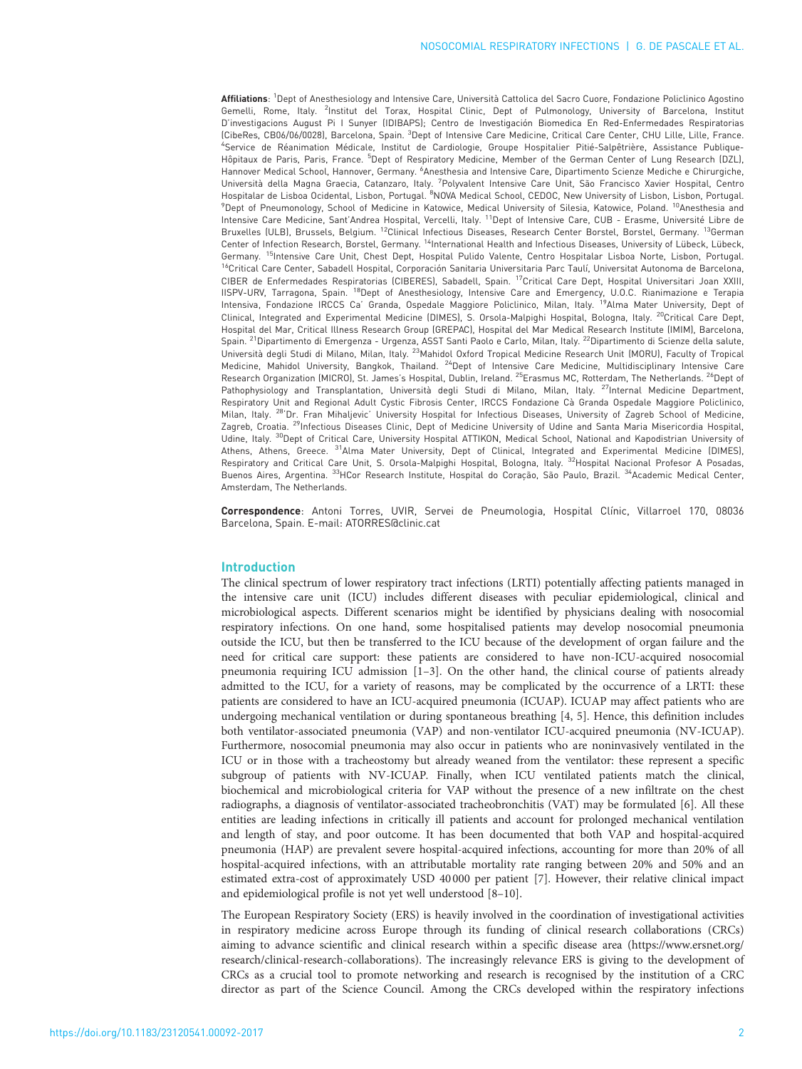**Affiliations**: [1]Dept of Anesthesiology and Intensive Care, Università Cattolica del Sacro Cuore, Fondazione Policlinico Agostino Gemelli, Rome, Italy. [2]Institut del Torax, Hospital Clinic, Dept of Pulmonology, University of Barcelona, Institut D'investigacions August Pi I Sunyer (IDIBAPS); Centro de Investigación Biomedica En Red-Enfermedades Respiratorias (CibeRes, CB06/06/0028), Barcelona, Spain. [3]Dept of Intensive Care Medicine, Critical Care Center, CHU Lille, Lille, France. [4]Service de Réanimation Médicale, Institut de Cardiologie, Groupe Hospitalier Pitié-Salpêtrière, Assistance Publique-Hôpitaux de Paris, Paris, France. [5]Dept of Respiratory Medicine, Member of the German Center of Lung Research (DZL), Hannover Medical School, Hannover, Germany. [6]Anesthesia and Intensive Care, Dipartimento Scienze Mediche e Chirurgiche, Università della Magna Graecia, Catanzaro, Italy. [7]Polyvalent Intensive Care Unit, São Francisco Xavier Hospital, Centro Hospitalar de Lisboa Ocidental, Lisbon, Portugal. [8]NOVA Medical School, CEDOC, New University of Lisbon, Lisbon, Portugal. [9]Dept of Pneumonology, School of Medicine in Katowice, Medical University of Silesia, Katowice, Poland. [10]Anesthesia and Intensive Care Medicine, Sant'Andrea Hospital, Vercelli, Italy. [11]Dept of Intensive Care, CUB - Erasme, Université Libre de Bruxelles (ULB), Brussels, Belgium. [12]Clinical Infectious Diseases, Research Center Borstel, Borstel, Germany. [13]German Center of Infection Research, Borstel, Germany. [14]International Health and Infectious Diseases, University of Lübeck, Lübeck, Germany. [15]Intensive Care Unit, Chest Dept, Hospital Pulido Valente, Centro Hospitalar Lisboa Norte, Lisbon, Portugal. [16]Critical Care Center, Sabadell Hospital, Corporación Sanitaria Universitaria Parc Taulí, Universitat Autonoma de Barcelona, CIBER de Enfermedades Respiratorias (CIBERES), Sabadell, Spain. [17]Critical Care Dept, Hospital Universitari Joan XXIII, IISPV-URV, Tarragona, Spain. [18]Dept of Anesthesiology, Intensive Care and Emergency, U.O.C. Rianimazione e Terapia Intensiva, Fondazione IRCCS Ca' Granda, Ospedale Maggiore Policlinico, Milan, Italy. [19]Alma Mater University, Dept of Clinical, Integrated and Experimental Medicine (DIMES), S. Orsola-Malpighi Hospital, Bologna, Italy. [20]Critical Care Dept, Hospital del Mar, Critical Illness Research Group (GREPAC), Hospital del Mar Medical Research Institute (IMIM), Barcelona, Spain. [21]Dipartimento di Emergenza - Urgenza, ASST Santi Paolo e Carlo, Milan, Italy. [22]Dipartimento di Scienze della salute, Università degli Studi di Milano, Milan, Italy. [23]Mahidol Oxford Tropical Medicine Research Unit (MORU), Faculty of Tropical Medicine, Mahidol University, Bangkok, Thailand. [24]Dept of Intensive Care Medicine, Multidisciplinary Intensive Care Research Organization (MICRO), St. James's Hospital, Dublin, Ireland. [25]Erasmus MC, Rotterdam, The Netherlands. [26]Dept of Pathophysiology and Transplantation, Università degli Studi di Milano, Milan, Italy. [27]Internal Medicine Department, Respiratory Unit and Regional Adult Cystic Fibrosis Center, IRCCS Fondazione Cà Granda Ospedale Maggiore Policlinico, Milan, Italy. [28]'Dr. Fran Mihaljevic' University Hospital for Infectious Diseases, University of Zagreb School of Medicine, Zagreb, Croatia. [29]Infectious Diseases Clinic, Dept of Medicine University of Udine and Santa Maria Misericordia Hospital, Udine, Italy. [30]Dept of Critical Care, University Hospital ATTIKON, Medical School, National and Kapodistrian University of Athens, Athens, Greece. [31]Alma Mater University, Dept of Clinical, Integrated and Experimental Medicine (DIMES), Respiratory and Critical Care Unit, S. Orsola-Malpighi Hospital, Bologna, Italy. [32]Hospital Nacional Profesor A Posadas, Buenos Aires, Argentina. [33]HCor Research Institute, Hospital do Coração, São Paulo, Brazil. [34]Academic Medical Center, Amsterdam, The Netherlands.

**Correspondence**: Antoni Torres, UVIR, Servei de Pneumologia, Hospital Clínic, Villarroel 170, 08036 Barcelona, Spain. E-mail: ATORRES@clinic.cat

## Introduction

The clinical spectrum of lower respiratory tract infections (LRTI) potentially affecting patients managed in the intensive care unit (ICU) includes different diseases with peculiar epidemiological, clinical and microbiological aspects. Different scenarios might be identified by physicians dealing with nosocomial respiratory infections. On one hand, some hospitalised patients may develop nosocomial pneumonia outside the ICU, but then be transferred to the ICU because of the development of organ failure and the need for critical care support: these patients are considered to have non-ICU-acquired nosocomial pneumonia requiring ICU admission [1–3]. On the other hand, the clinical course of patients already admitted to the ICU, for a variety of reasons, may be complicated by the occurrence of a LRTI: these patients are considered to have an ICU-acquired pneumonia (ICUAP). ICUAP may affect patients who are undergoing mechanical ventilation or during spontaneous breathing [4, 5]. Hence, this definition includes both ventilator-associated pneumonia (VAP) and non-ventilator ICU-acquired pneumonia (NV-ICUAP). Furthermore, nosocomial pneumonia may also occur in patients who are noninvasively ventilated in the ICU or in those with a tracheostomy but already weaned from the ventilator: these represent a specific subgroup of patients with NV-ICUAP. Finally, when ICU ventilated patients match the clinical, biochemical and microbiological criteria for VAP without the presence of a new infiltrate on the chest radiographs, a diagnosis of ventilator-associated tracheobronchitis (VAT) may be formulated [6]. All these entities are leading infections in critically ill patients and account for prolonged mechanical ventilation and length of stay, and poor outcome. It has been documented that both VAP and hospital-acquired pneumonia (HAP) are prevalent severe hospital-acquired infections, accounting for more than 20% of all hospital-acquired infections, with an attributable mortality rate ranging between 20% and 50% and an estimated extra-cost of approximately USD 40 000 per patient [7]. However, their relative clinical impact and epidemiological profile is not yet well understood [8–10].

The European Respiratory Society (ERS) is heavily involved in the coordination of investigational activities in respiratory medicine across Europe through its funding of clinical research collaborations (CRCs) aiming to advance scientific and clinical research within a specific disease area (https://www.ersnet.org/research/clinical-research-collaborations). The increasingly relevance ERS is giving to the development of CRCs as a crucial tool to promote networking and research is recognised by the institution of a CRC director as part of the Science Council. Among the CRCs developed within the respiratory infections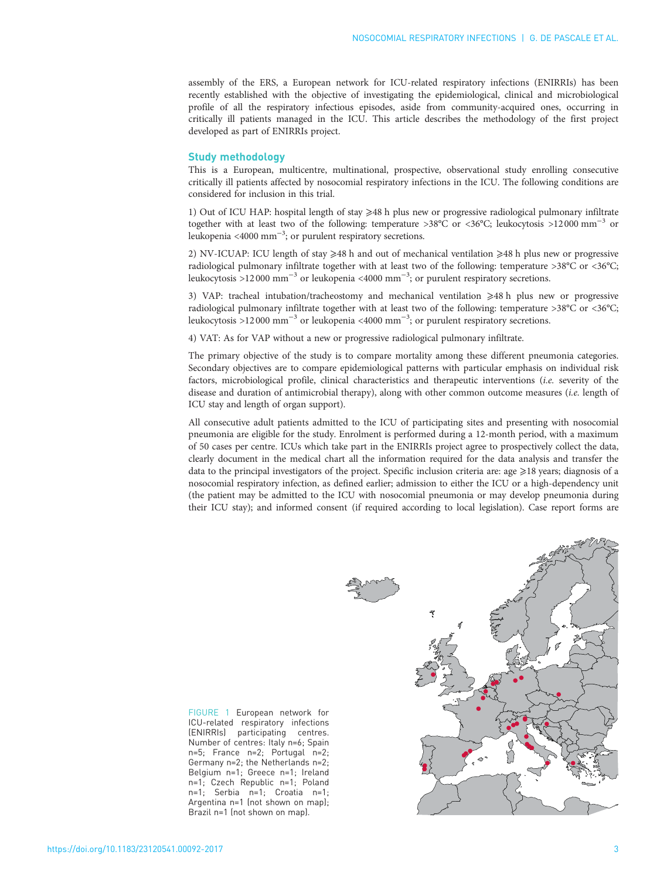assembly of the ERS, a European network for ICU-related respiratory infections (ENIRRIs) has been recently established with the objective of investigating the epidemiological, clinical and microbiological profile of all the respiratory infectious episodes, aside from community-acquired ones, occurring in critically ill patients managed in the ICU. This article describes the methodology of the first project developed as part of ENIRRIs project.

## Study methodology

This is a European, multicentre, multinational, prospective, observational study enrolling consecutive critically ill patients affected by nosocomial respiratory infections in the ICU. The following conditions are considered for inclusion in this trial.

1) Out of ICU HAP: hospital length of stay ⩾48 h plus new or progressive radiological pulmonary infiltrate together with at least two of the following: temperature >38°C or <36°C; leukocytosis >12 000 $mm^{-3}$ or leukopenia <4000 $mm^{-3}$; or purulent respiratory secretions.

2) NV-ICUAP: ICU length of stay ⩾48 h and out of mechanical ventilation ⩾48 h plus new or progressive radiological pulmonary infiltrate together with at least two of the following: temperature >38°C or <36°C; leukocytosis >12 000 $mm^{-3}$ or leukopenia <4000 $mm^{-3}$; or purulent respiratory secretions.

3) VAP: tracheal intubation/tracheostomy and mechanical ventilation ⩾48 h plus new or progressive radiological pulmonary infiltrate together with at least two of the following: temperature >38°C or <36°C; leukocytosis >12 000 $mm^{-3}$ or leukopenia <4000 $mm^{-3}$; or purulent respiratory secretions.

4) VAT: As for VAP without a new or progressive radiological pulmonary infiltrate.

The primary objective of the study is to compare mortality among these different pneumonia categories. Secondary objectives are to compare epidemiological patterns with particular emphasis on individual risk factors, microbiological profile, clinical characteristics and therapeutic interventions (*i.e.* severity of the disease and duration of antimicrobial therapy), along with other common outcome measures (*i.e.* length of ICU stay and length of organ support).

All consecutive adult patients admitted to the ICU of participating sites and presenting with nosocomial pneumonia are eligible for the study. Enrolment is performed during a 12-month period, with a maximum of 50 cases per centre. ICUs which take part in the ENIRRIs project agree to prospectively collect the data, clearly document in the medical chart all the information required for the data analysis and transfer the data to the principal investigators of the project. Specific inclusion criteria are: age ⩾18 years; diagnosis of a nosocomial respiratory infection, as defined earlier; admission to either the ICU or a high-dependency unit (the patient may be admitted to the ICU with nosocomial pneumonia or may develop pneumonia during their ICU stay); and informed consent (if required according to local legislation). Case report forms are

FIGURE 1 European network for ICU-related respiratory infections (ENIRRIs) participating centres. Number of centres: Italy n=6; Spain n=5; France n=2; Portugal n=2; Germany n=2; the Netherlands n=2; Belgium n=1; Greece n=1; Ireland n=1; Czech Republic n=1; Poland n=1; Serbia n=1; Croatia n=1; Argentina n=1 (not shown on map); Brazil n=1 (not shown on map).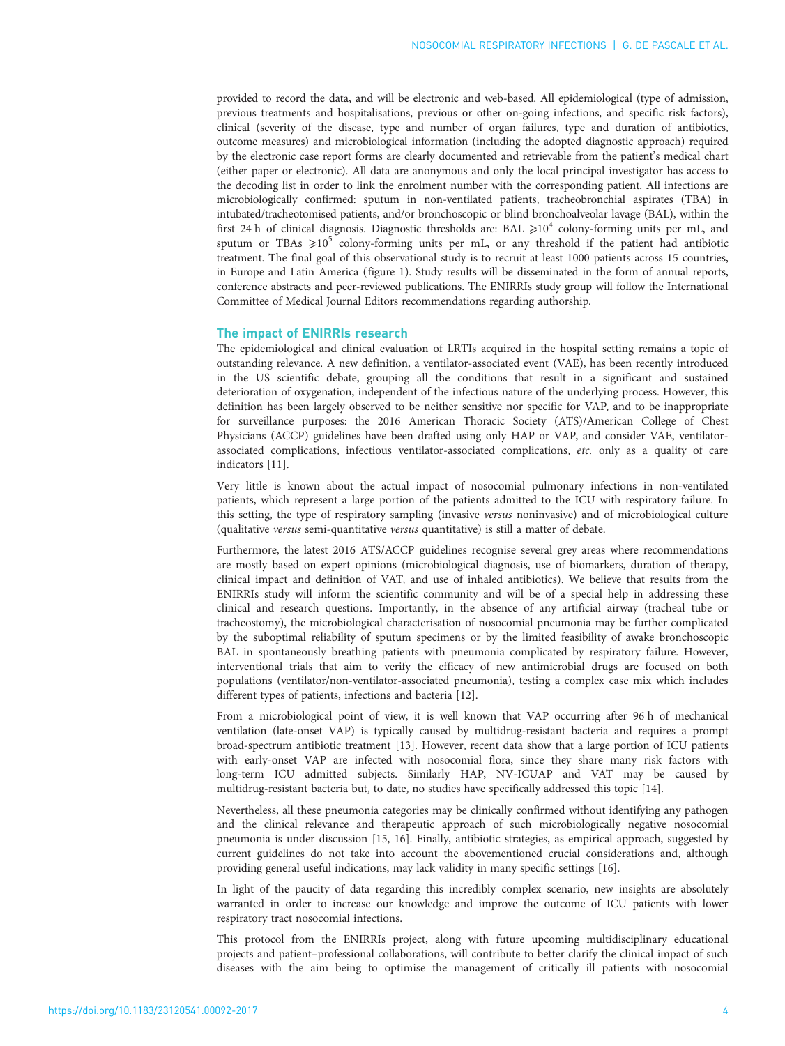provided to record the data, and will be electronic and web-based. All epidemiological (type of admission, previous treatments and hospitalisations, previous or other on-going infections, and specific risk factors), clinical (severity of the disease, type and number of organ failures, type and duration of antibiotics, outcome measures) and microbiological information (including the adopted diagnostic approach) required by the electronic case report forms are clearly documented and retrievable from the patient's medical chart (either paper or electronic). All data are anonymous and only the local principal investigator has access to the decoding list in order to link the enrolment number with the corresponding patient. All infections are microbiologically confirmed: sputum in non-ventilated patients, tracheobronchial aspirates (TBA) in intubated/tracheotomised patients, and/or bronchoscopic or blind bronchoalveolar lavage (BAL), within the first 24 h of clinical diagnosis. Diagnostic thresholds are: BAL $\geqslant 10^4$ colony-forming units per mL, and sputum or TBAs $\geqslant 10^5$ colony-forming units per mL, or any threshold if the patient had antibiotic treatment. The final goal of this observational study is to recruit at least 1000 patients across 15 countries, in Europe and Latin America (figure 1). Study results will be disseminated in the form of annual reports, conference abstracts and peer-reviewed publications. The ENIRRIs study group will follow the International Committee of Medical Journal Editors recommendations regarding authorship.

## The impact of ENIRRIs research

The epidemiological and clinical evaluation of LRTIs acquired in the hospital setting remains a topic of outstanding relevance. A new definition, a ventilator-associated event (VAE), has been recently introduced in the US scientific debate, grouping all the conditions that result in a significant and sustained deterioration of oxygenation, independent of the infectious nature of the underlying process. However, this definition has been largely observed to be neither sensitive nor specific for VAP, and to be inappropriate for surveillance purposes: the 2016 American Thoracic Society (ATS)/American College of Chest Physicians (ACCP) guidelines have been drafted using only HAP or VAP, and consider VAE, ventilator-associated complications, infectious ventilator-associated complications, *etc.* only as a quality of care indicators [11].

Very little is known about the actual impact of nosocomial pulmonary infections in non-ventilated patients, which represent a large portion of the patients admitted to the ICU with respiratory failure. In this setting, the type of respiratory sampling (invasive *versus* noninvasive) and of microbiological culture (qualitative *versus* semi-quantitative *versus* quantitative) is still a matter of debate.

Furthermore, the latest 2016 ATS/ACCP guidelines recognise several grey areas where recommendations are mostly based on expert opinions (microbiological diagnosis, use of biomarkers, duration of therapy, clinical impact and definition of VAT, and use of inhaled antibiotics). We believe that results from the ENIRRIs study will inform the scientific community and will be of a special help in addressing these clinical and research questions. Importantly, in the absence of any artificial airway (tracheal tube or tracheostomy), the microbiological characterisation of nosocomial pneumonia may be further complicated by the suboptimal reliability of sputum specimens or by the limited feasibility of awake bronchoscopic BAL in spontaneously breathing patients with pneumonia complicated by respiratory failure. However, interventional trials that aim to verify the efficacy of new antimicrobial drugs are focused on both populations (ventilator/non-ventilator-associated pneumonia), testing a complex case mix which includes different types of patients, infections and bacteria [12].

From a microbiological point of view, it is well known that VAP occurring after 96 h of mechanical ventilation (late-onset VAP) is typically caused by multidrug-resistant bacteria and requires a prompt broad-spectrum antibiotic treatment [13]. However, recent data show that a large portion of ICU patients with early-onset VAP are infected with nosocomial flora, since they share many risk factors with long-term ICU admitted subjects. Similarly HAP, NV-ICUAP and VAT may be caused by multidrug-resistant bacteria but, to date, no studies have specifically addressed this topic [14].

Nevertheless, all these pneumonia categories may be clinically confirmed without identifying any pathogen and the clinical relevance and therapeutic approach of such microbiologically negative nosocomial pneumonia is under discussion [15, 16]. Finally, antibiotic strategies, as empirical approach, suggested by current guidelines do not take into account the abovementioned crucial considerations and, although providing general useful indications, may lack validity in many specific settings [16].

In light of the paucity of data regarding this incredibly complex scenario, new insights are absolutely warranted in order to increase our knowledge and improve the outcome of ICU patients with lower respiratory tract nosocomial infections.

This protocol from the ENIRRIs project, along with future upcoming multidisciplinary educational projects and patient–professional collaborations, will contribute to better clarify the clinical impact of such diseases with the aim being to optimise the management of critically ill patients with nosocomial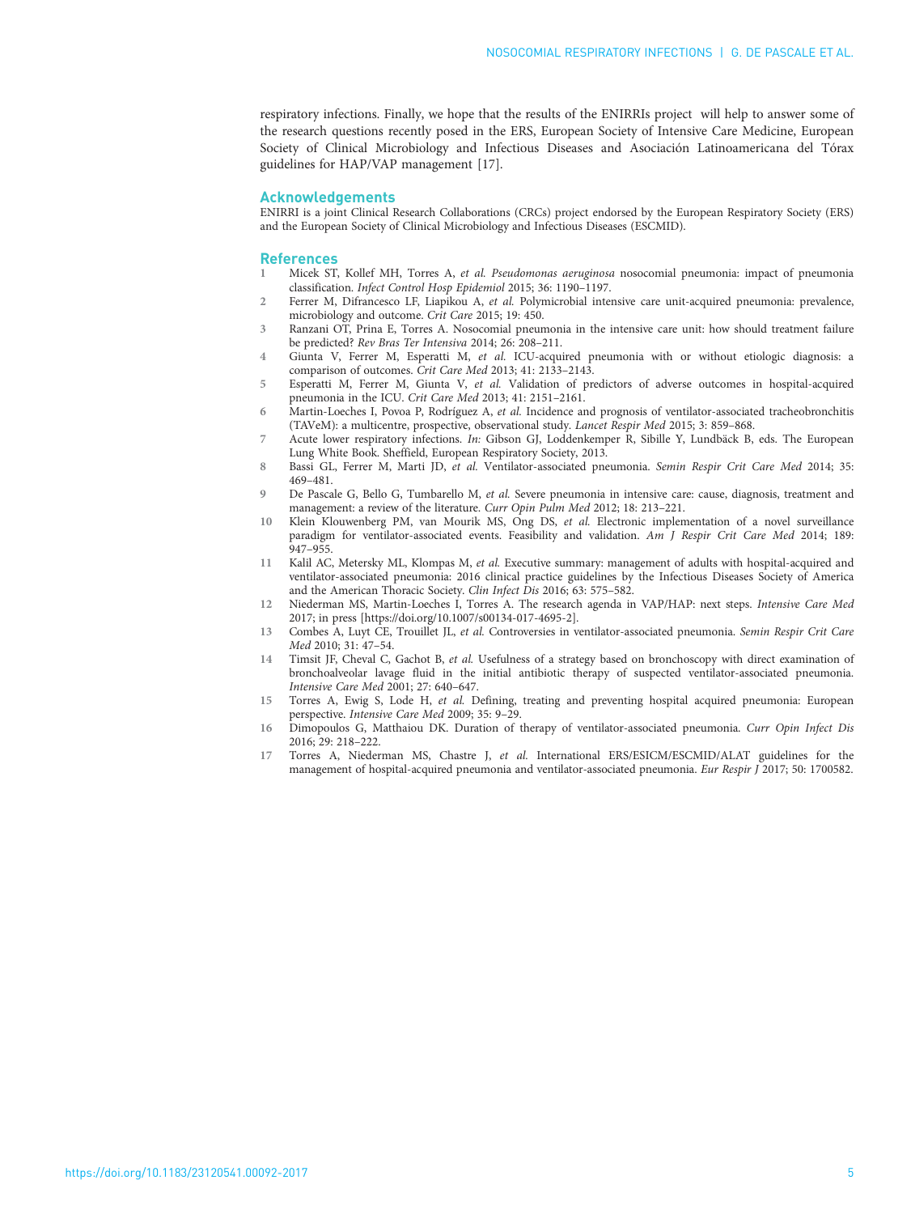respiratory infections. Finally, we hope that the results of the ENIRRIs project will help to answer some of the research questions recently posed in the ERS, European Society of Intensive Care Medicine, European Society of Clinical Microbiology and Infectious Diseases and Asociación Latinoamericana del Tórax guidelines for HAP/VAP management [17].

## Acknowledgements

ENIRRI is a joint Clinical Research Collaborations (CRCs) project endorsed by the European Respiratory Society (ERS) and the European Society of Clinical Microbiology and Infectious Diseases (ESCMID).

## References

1. Micek ST, Kollef MH, Torres A, *et al. Pseudomonas aeruginosa* nosocomial pneumonia: impact of pneumonia classification. *Infect Control Hosp Epidemiol* 2015; 36: 1190–1197.
2. Ferrer M, Difrancesco LF, Liapikou A, *et al.* Polymicrobial intensive care unit-acquired pneumonia: prevalence, microbiology and outcome. *Crit Care* 2015; 19: 450.
3. Ranzani OT, Prina E, Torres A. Nosocomial pneumonia in the intensive care unit: how should treatment failure be predicted? *Rev Bras Ter Intensiva* 2014; 26: 208–211.
4. Giunta V, Ferrer M, Esperatti M, *et al.* ICU-acquired pneumonia with or without etiologic diagnosis: a comparison of outcomes. *Crit Care Med* 2013; 41: 2133–2143.
5. Esperatti M, Ferrer M, Giunta V, *et al.* Validation of predictors of adverse outcomes in hospital-acquired pneumonia in the ICU. *Crit Care Med* 2013; 41: 2151–2161.
6. Martin-Loeches I, Povoa P, Rodríguez A, *et al.* Incidence and prognosis of ventilator-associated tracheobronchitis (TAVeM): a multicentre, prospective, observational study. *Lancet Respir Med* 2015; 3: 859–868.
7. Acute lower respiratory infections. *In:* Gibson GJ, Loddenkemper R, Sibille Y, Lundbäck B, eds. The European Lung White Book. Sheffield, European Respiratory Society, 2013.
8. Bassi GL, Ferrer M, Marti JD, *et al.* Ventilator-associated pneumonia. *Semin Respir Crit Care Med* 2014; 35: 469–481.
9. De Pascale G, Bello G, Tumbarello M, *et al.* Severe pneumonia in intensive care: cause, diagnosis, treatment and management: a review of the literature. *Curr Opin Pulm Med* 2012; 18: 213–221.
10. Klein Klouwenberg PM, van Mourik MS, Ong DS, *et al.* Electronic implementation of a novel surveillance paradigm for ventilator-associated events. Feasibility and validation. *Am J Respir Crit Care Med* 2014; 189: 947–955.
11. Kalil AC, Metersky ML, Klompas M, *et al.* Executive summary: management of adults with hospital-acquired and ventilator-associated pneumonia: 2016 clinical practice guidelines by the Infectious Diseases Society of America and the American Thoracic Society. *Clin Infect Dis* 2016; 63: 575–582.
12. Niederman MS, Martin-Loeches I, Torres A. The research agenda in VAP/HAP: next steps. *Intensive Care Med* 2017; in press [https://doi.org/10.1007/s00134-017-4695-2].
13. Combes A, Luyt CE, Trouillet JL, *et al.* Controversies in ventilator-associated pneumonia. *Semin Respir Crit Care Med* 2010; 31: 47–54.
14. Timsit JF, Cheval C, Gachot B, *et al.* Usefulness of a strategy based on bronchoscopy with direct examination of bronchoalveolar lavage fluid in the initial antibiotic therapy of suspected ventilator-associated pneumonia. *Intensive Care Med* 2001; 27: 640–647.
15. Torres A, Ewig S, Lode H, *et al.* Defining, treating and preventing hospital acquired pneumonia: European perspective. *Intensive Care Med* 2009; 35: 9–29.
16. Dimopoulos G, Matthaiou DK. Duration of therapy of ventilator-associated pneumonia. *Curr Opin Infect Dis* 2016; 29: 218–222.
17. Torres A, Niederman MS, Chastre J, *et al.* International ERS/ESICM/ESCMID/ALAT guidelines for the management of hospital-acquired pneumonia and ventilator-associated pneumonia. *Eur Respir J* 2017; 50: 1700582.